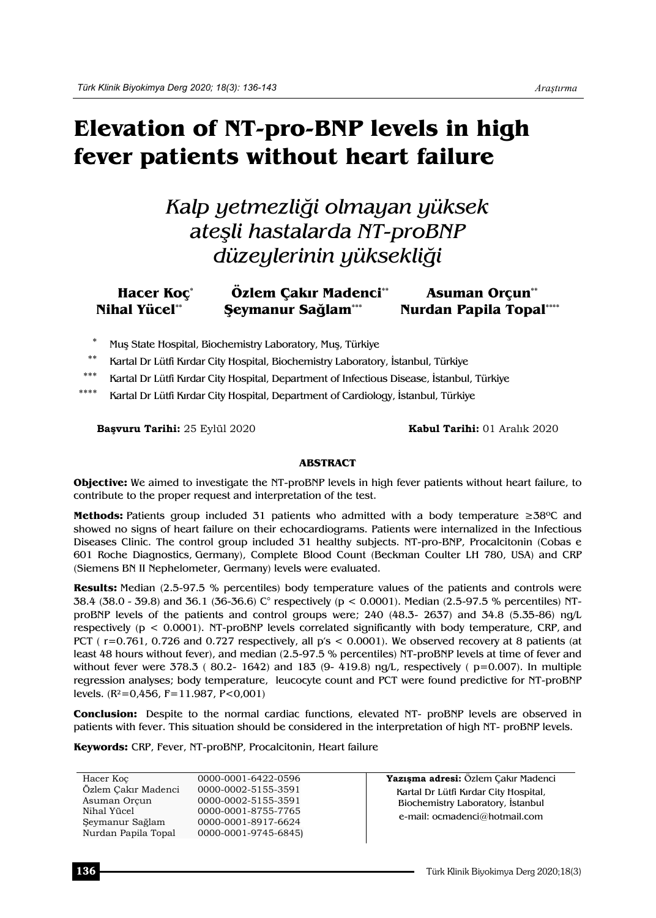# Elevation of NT-pro-BNP levels in high fever patients without heart failure

## *Kalp yetmezliği olmayan yüksek ateşli hastalarda NT-proBNP düzeylerinin yüksekliği*

**Hacer Koç**[*] **Özlem Çakır Madenci**[**] **Asuman Orçun**[**] **Nihal Yücel**[**] **Şeymanur Sağlam**[***] **Nurdan Papila Topal**[****]

[*] Muş State Hospital, Biochemistry Laboratory, Muş, Türkiye

[**] Kartal Dr Lütfi Kırdar City Hospital, Biochemistry Laboratory, İstanbul, Türkiye

[***] Kartal Dr Lütfi Kırdar City Hospital, Department of Infectious Disease, İstanbul, Türkiye

[****] Kartal Dr Lütfi Kırdar City Hospital, Department of Cardiology, İstanbul, Türkiye

**Başvuru Tarihi:** 25 Eylül 2020 **Kabul Tarihi:** 01 Aralık 2020

### ABSTRACT

**Objective:** We aimed to investigate the NT-proBNP levels in high fever patients without heart failure, to contribute to the proper request and interpretation of the test.

**Methods:** Patients group included 31 patients who admitted with a body temperature ≥38ºC and showed no signs of heart failure on their echocardiograms. Patients were internalized in the Infectious Diseases Clinic. The control group included 31 healthy subjects. NT-pro-BNP, Procalcitonin (Cobas e 601 Roche Diagnostics, Germany), Complete Blood Count (Beckman Coulter LH 780, USA) and CRP (Siemens BN II Nephelometer, Germany) levels were evaluated.

**Results:** Median (2.5-97.5 % percentiles) body temperature values of the patients and controls were 38.4 (38.0 - 39.8) and 36.1 (36-36.6) C° respectively ($p < 0.0001$). Median (2.5-97.5 % percentiles) NT-proBNP levels of the patients and control groups were; 240 (48.3- 2637) and 34.8 (5.35-86) ng/L respectively ($p < 0.0001$). NT-proBNP levels correlated significantly with body temperature, CRP, and PCT ( r=0.761, 0.726 and 0.727 respectively, all p's < 0.0001). We observed recovery at 8 patients (at least 48 hours without fever), and median (2.5-97.5 % percentiles) NT-proBNP levels at time of fever and without fever were 378.3 ( 80.2- 1642) and 183 (9- 419.8) ng/L, respectively ( p=0.007). In multiple regression analyses; body temperature, leucocyte count and PCT were found predictive for NT-proBNP levels. ($R^2$=0,456, F=11.987, P<0,001)

**Conclusion:** Despite to the normal cardiac functions, elevated NT- proBNP levels are observed in patients with fever. This situation should be considered in the interpretation of high NT- proBNP levels.

**Keywords:** CRP, Fever, NT-proBNP, Procalcitonin, Heart failure

| | |
|---|---|
| Hacer Koç | 0000-0001-6422-0596 |
| Özlem Çakır Madenci | 0000-0002-5155-3591 |
| Asuman Orçun | 0000-0002-5155-3591 |
| Nihal Yücel | 0000-0001-8755-7765 |
| Şeymanur Sağlam | 0000-0001-8917-6624 |
| Nurdan Papila Topal | 0000-0001-9745-6845) |

**Yazışma adresi:** Özlem Çakır Madenci
Kartal Dr Lütfi Kırdar City Hospital,
Biochemistry Laboratory, İstanbul
e-mail: ocmadenci@hotmail.com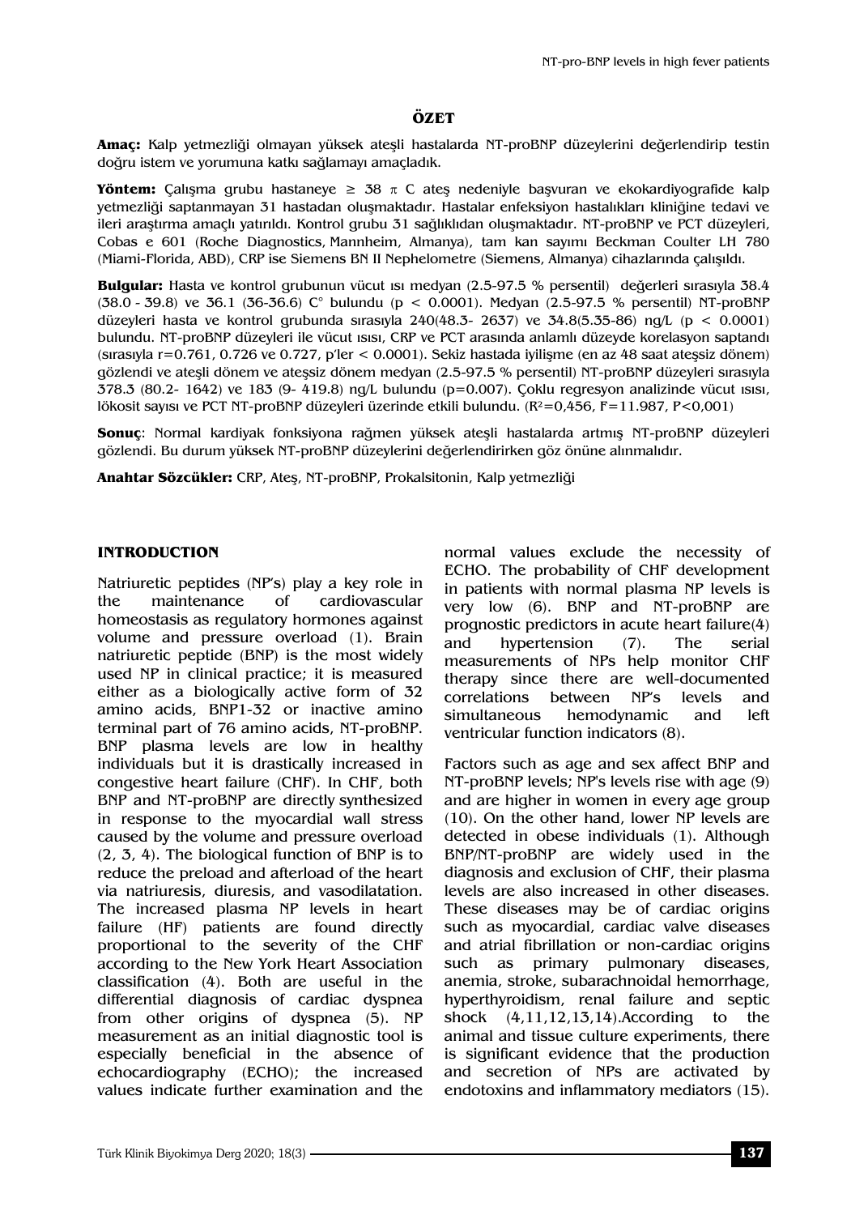## ÖZET

**Amaç:** Kalp yetmezliği olmayan yüksek ateşli hastalarda NT-proBNP düzeylerini değerlendirip testin doğru istem ve yorumuna katkı sağlamayı amaçladık.

**Yöntem:** Çalışma grubu hastaneye ≥ 38 π C ateş nedeniyle başvuran ve ekokardiyografide kalp yetmezliği saptanmayan 31 hastadan oluşmaktadır. Hastalar enfeksiyon hastalıkları kliniğine tedavi ve ileri araştırma amaçlı yatırıldı. Kontrol grubu 31 sağlıklıdan oluşmaktadır. NT-proBNP ve PCT düzeyleri, Cobas e 601 (Roche Diagnostics, Mannheim, Almanya), tam kan sayımı Beckman Coulter LH 780 (Miami-Florida, ABD), CRP ise Siemens BN II Nephelometre (Siemens, Almanya) cihazlarında çalışıldı.

**Bulgular:** Hasta ve kontrol grubunun vücut ısı medyan (2.5-97.5 % persentil) değerleri sırasıyla 38.4 (38.0 - 39.8) ve 36.1 (36-36.6) C° bulundu ($p < 0.0001$). Medyan (2.5-97.5 % persentil) NT-proBNP düzeyleri hasta ve kontrol grubunda sırasıyla 240(48.3- 2637) ve 34.8(5.35-86) ng/L ($p < 0.0001$) bulundu. NT-proBNP düzeyleri ile vücut ısısı, CRP ve PCT arasında anlamlı düzeyde korelasyon saptandı (sırasıyla r=0.761, 0.726 ve 0.727, p'ler < 0.0001). Sekiz hastada iyileşme (en az 48 saat ateşsiz dönem) gözlendi ve ateşli dönem ve ateşsiz dönem medyan (2.5-97.5 % persentil) NT-proBNP düzeyleri sırasıyla 378.3 (80.2- 1642) ve 183 (9- 419.8) ng/L bulundu (p=0.007). Çoklu regresyon analizinde vücut ısısı, lökosit sayısı ve PCT NT-proBNP düzeyleri üzerinde etkili bulundu. ($R^2$=0,456, F=11.987, P<0,001)

**Sonuç**: Normal kardiyak fonksiyona rağmen yüksek ateşli hastalarda artmış NT-proBNP düzeyleri gözlendi. Bu durum yüksek NT-proBNP düzeylerini değerlendirirken göz önüne alınmalıdır.

**Anahtar Sözcükler:** CRP, Ateş, NT-proBNP, Prokalsitonin, Kalp yetmezliği

## INTRODUCTION

Natriuretic peptides (NP's) play a key role in the maintenance of cardiovascular homeostasis as regulatory hormones against volume and pressure overload (1). Brain natriuretic peptide (BNP) is the most widely used NP in clinical practice; it is measured either as a biologically active form of 32 amino acids, BNP1-32 or inactive amino terminal part of 76 amino acids, NT-proBNP. BNP plasma levels are low in healthy individuals but it is drastically increased in congestive heart failure (CHF). In CHF, both BNP and NT-proBNP are directly synthesized in response to the myocardial wall stress caused by the volume and pressure overload (2, 3, 4). The biological function of BNP is to reduce the preload and afterload of the heart via natriuresis, diuresis, and vasodilatation. The increased plasma NP levels in heart failure (HF) patients are found directly proportional to the severity of the CHF according to the New York Heart Association classification (4). Both are useful in the differential diagnosis of cardiac dyspnea from other origins of dyspnea (5). NP measurement as an initial diagnostic tool is especially beneficial in the absence of echocardiography (ECHO); the increased values indicate further examination and the normal values exclude the necessity of ECHO. The probability of CHF development in patients with normal plasma NP levels is very low (6). BNP and NT-proBNP are prognostic predictors in acute heart failure(4) and hypertension (7). The serial measurements of NPs help monitor CHF therapy since there are well-documented correlations between NP's levels and simultaneous hemodynamic and left ventricular function indicators (8).

Factors such as age and sex affect BNP and NT-proBNP levels; NP's levels rise with age (9) and are higher in women in every age group (10). On the other hand, lower NP levels are detected in obese individuals (1). Although BNP/NT-proBNP are widely used in the diagnosis and exclusion of CHF, their plasma levels are also increased in other diseases. These diseases may be of cardiac origins such as myocardial, cardiac valve diseases and atrial fibrillation or non-cardiac origins such as primary pulmonary diseases, anemia, stroke, subarachnoidal hemorrhage, hyperthyroidism, renal failure and septic shock (4,11,12,13,14).According to the animal and tissue culture experiments, there is significant evidence that the production and secretion of NPs are activated by endotoxins and inflammatory mediators (15).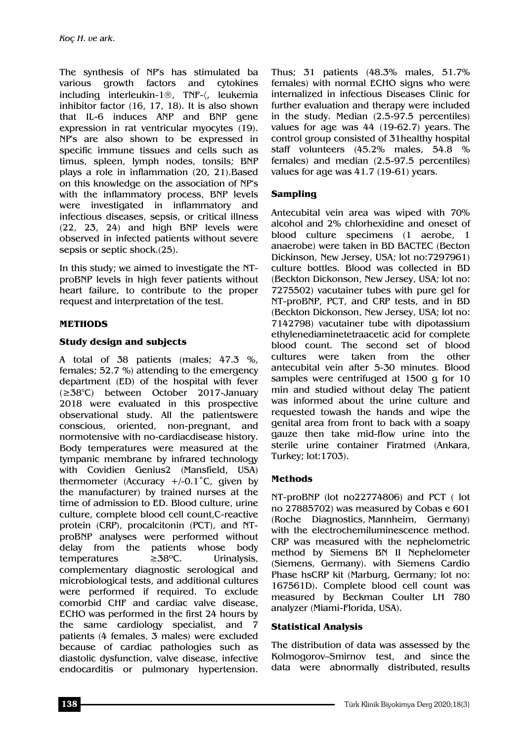The synthesis of NP's has stimulated ba various growth factors and cytokines including interleukin-1®, TNF-〈, leukemia inhibitor factor (16, 17, 18). It is also shown that IL-6 induces ANP and BNP gene expression in rat ventricular myocytes (19). NP's are also shown to be expressed in specific immune tissues and cells such as timus, spleen, lymph nodes, tonsils; BNP plays a role in inflammation (20, 21).Based on this knowledge on the association of NP's with the inflammatory process, BNP levels were investigated in inflammatory and infectious diseases, sepsis, or critical illness (22, 23, 24) and high BNP levels were observed in infected patients without severe sepsis or septic shock.(25).

In this study; we aimed to investigate the NT-proBNP levels in high fever patients without heart failure, to contribute to the proper request and interpretation of the test.

## METHODS

### Study design and subjects

A total of 38 patients (males; 47.3 %, females; 52.7 %) attending to the emergency department (ED) of the hospital with fever (≥38°C) between October 2017-January 2018 were evaluated in this prospective observational study. All the patientswere conscious, oriented, non-pregnant, and normotensive with no-cardiacdisease history. Body temperatures were measured at the tympanic membrane by infrared technology with Covidien Genius2 (Mansfield, USA) thermometer (Accuracy +/-0.1˚C, given by the manufacturer) by trained nurses at the time of admission to ED. Blood culture, urine culture, complete blood cell count,C-reactive protein (CRP), procalcitonin (PCT), and NT-proBNP analyses were performed without delay from the patients whose body temperatures ≥38ºC. Urinalysis, complementary diagnostic serological and microbiological tests, and additional cultures were performed if required. To exclude comorbid CHF and cardiac valve disease, ECHO was performed in the first 24 hours by the same cardiology specialist, and 7 patients (4 females, 3 males) were excluded because of cardiac pathologies such as diastolic dysfunction, valve disease, infective endocarditis or pulmonary hypertension. Thus; 31 patients (48.3% males, 51.7% females) with normal ECHO signs who were internalized in infectious Diseases Clinic for further evaluation and therapy were included in the study. Median (2.5-97.5 percentiles) values for age was 44 (19-62.7) years. The control group consisted of 31healthy hospital staff volunteers (45.2% males, 54.8 % females) and median (2.5-97.5 percentiles) values for age was 41.7 (19-61) years.

### Sampling

Antecubital vein area was wiped with 70% alcohol and 2% chlorhexidine and oneset of blood culture specimens (1 aerobe, 1 anaerobe) were taken in BD BACTEC (Becton Dickinson, New Jersey, USA; lot no:7297961) culture bottles. Blood was collected in BD (Beckton Dickonson, New Jersey, USA; lot no: 7275502) vacutainer tubes with pure gel for NT-proBNP, PCT, and CRP tests, and in BD (Beckton Dickonson, New Jersey, USA; lot no: 7142798) vacutainer tube with dipotassium ethylenediaminetetraacetic acid for complete blood count. The second set of blood cultures were taken from the other antecubital vein after 5-30 minutes. Blood samples were centrifuged at 1500 g for 10 min and studied without delay The patient was informed about the urine culture and requested towash the hands and wipe the genital area from front to back with a soapy gauze then take mid-flow urine into the sterile urine container Firatmed (Ankara, Turkey; lot:1703).

### Methods

NT-proBNP (lot no22774806) and PCT ( lot no 27885702) was measured by Cobas e 601 (Roche Diagnostics, Mannheim, Germany) with the electrochemiluminescence method. CRP was measured with the nephelometric method by Siemens BN II Nephelometer (Siemens, Germany). with Siemens Cardio Phase hsCRP kit (Marburg, Germany; lot no: 167561D). Complete blood cell count was measured by Beckman Coulter LH 780 analyzer (Miami-Florida, USA).

### Statistical Analysis

The distribution of data was assessed by the Kolmogorov–Smirnov test, and since the data were abnormally distributed, results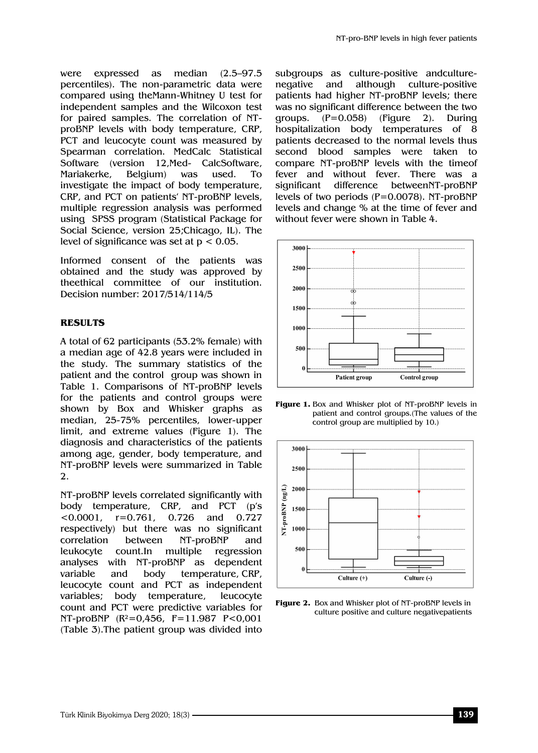were expressed as median (2.5–97.5 percentiles). The non-parametric data were compared using theMann-Whitney U test for independent samples and the Wilcoxon test for paired samples. The correlation of NT-proBNP levels with body temperature, CRP, PCT and leucocyte count was measured by Spearman correlation. MedCalc Statistical Software (version 12,Med- CalcSoftware, Mariakerke, Belgium) was used. To investigate the impact of body temperature, CRP, and PCT on patients' NT-proBNP levels, multiple regression analysis was performed using SPSS program (Statistical Package for Social Science, version 25;Chicago, IL). The level of significance was set at $p < 0.05$.

Informed consent of the patients was obtained and the study was approved by theethical committee of our institution. Decision number: 2017/514/114/5

## RESULTS

A total of 62 participants (53.2% female) with a median age of 42.8 years were included in the study. The summary statistics of the patient and the control group was shown in Table 1. Comparisons of NT-proBNP levels for the patients and control groups were shown by Box and Whisker graphs as median, 25-75% percentiles, lower-upper limit, and extreme values (Figure 1). The diagnosis and characteristics of the patients among age, gender, body temperature, and NT-proBNP levels were summarized in Table 2.

NT-proBNP levels correlated significantly with body temperature, CRP, and PCT (p's <0.0001, r=0.761, 0.726 and 0.727 respectively) but there was no significant correlation between NT-proBNP and leukocyte count.In multiple regression analyses with NT-proBNP as dependent variable and body temperature, CRP, leucocyte count and PCT as independent variables; body temperature, leucocyte count and PCT were predictive variables for NT-proBNP ($R^2$=0,456, F=11.987 P<0,001 (Table 3).The patient group was divided into subgroups as culture-positive andculture-negative and although culture-positive patients had higher NT-proBNP levels; there was no significant difference between the two groups. (P=0.058) (Figure 2). During hospitalization body temperatures of 8 patients decreased to the normal levels thus second blood samples were taken to compare NT-proBNP levels with the timeof fever and without fever. There was a significant difference betweenNT-proBNP levels of two periods (P=0.0078). NT-proBNP levels and change % at the time of fever and without fever were shown in Table 4.

**Figure 1.** Box and Whisker plot of NT-proBNP levels in patient and control groups.(The values of the control group are multiplied by 10.)

**Figure 2.** Box and Whisker plot of NT-proBNP levels in culture positive and culture negativepatients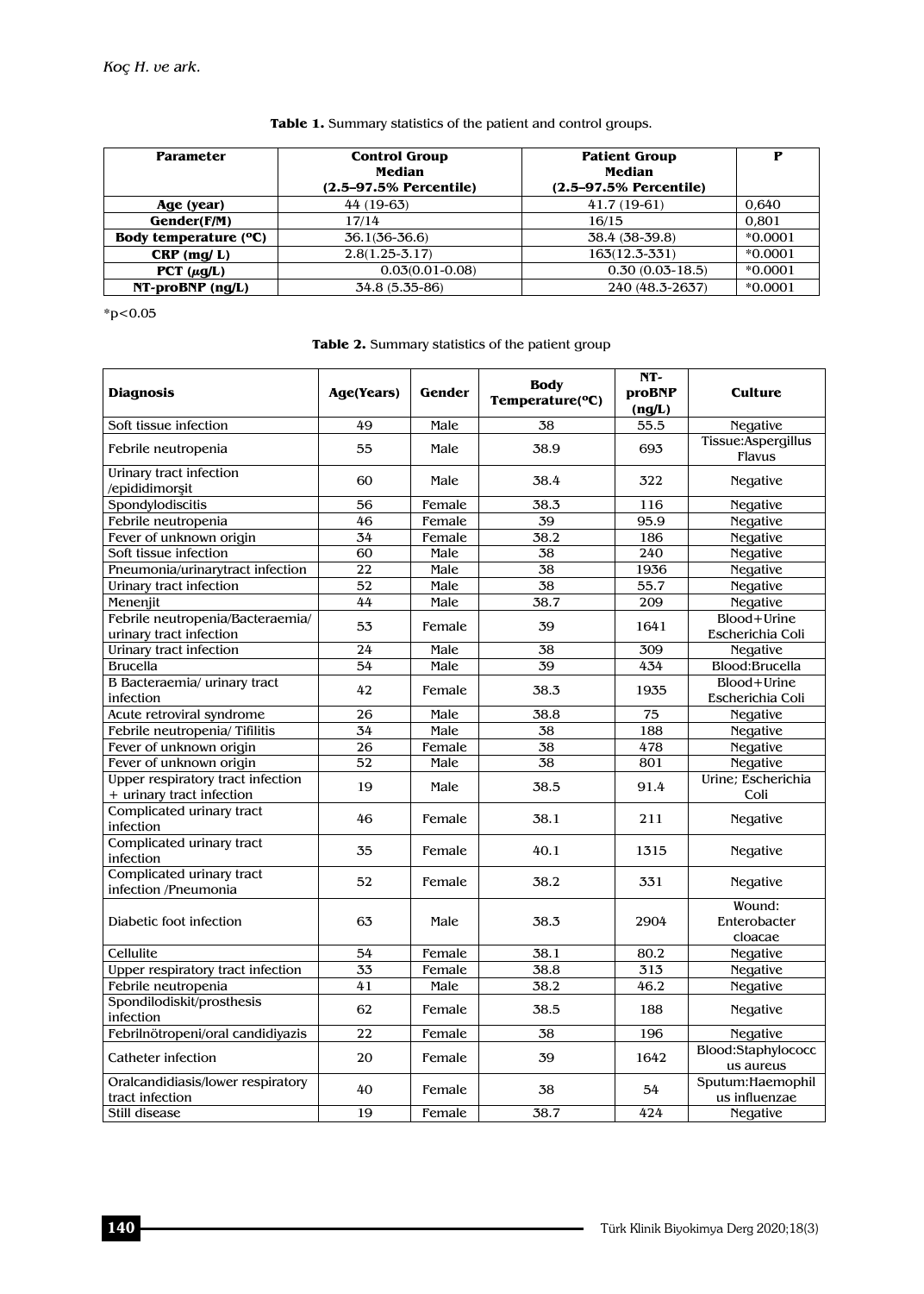**Table 1.** Summary statistics of the patient and control groups.

| Parameter | Control Group Median (2.5–97.5% Percentile) | Patient Group Median (2.5–97.5% Percentile) | P |
|---|---|---|---|
| Age (year) | 44 (19-63) | 41.7 (19-61) | 0,640 |
| Gender(F/M) | 17/14 | 16/15 | 0,801 |
| Body temperature (ºC) | 36.1(36-36.6) | 38.4 (38-39.8) | *0.0001 |
| CRP (mg/ L) | 2.8(1.25-3.17) | 163(12.3-331) | *0.0001 |
| PCT (µg/L) | 0.03(0.01-0.08) | 0.30 (0.03-18.5) | *0.0001 |
| NT-proBNP (ng/L) | 34.8 (5.35-86) | 240 (48.3-2637) | *0.0001 |

*p<0.05

**Table 2.** Summary statistics of the patient group

| Diagnosis | Age(Years) | Gender | Body Temperature(ºC) | NT-proBNP (ng/L) | Culture |
|---|---|---|---|---|---|
| Soft tissue infection | 49 | Male | 38 | 55.5 | Negative |
| Febrile neutropenia | 55 | Male | 38.9 | 693 | Tissue:Aspergillus Flavus |
| Urinary tract infection /epididimorşit | 60 | Male | 38.4 | 322 | Negative |
| Spondylodiscitis | 56 | Female | 38.3 | 116 | Negative |
| Febrile neutropenia | 46 | Female | 39 | 95.9 | Negative |
| Fever of unknown origin | 34 | Female | 38.2 | 186 | Negative |
| Soft tissue infection | 60 | Male | 38 | 240 | Negative |
| Pneumonia/urinarytract infection | 22 | Male | 38 | 1936 | Negative |
| Urinary tract infection | 52 | Male | 38 | 55.7 | Negative |
| Menenjit | 44 | Male | 38.7 | 209 | Negative |
| Febrile neutropenia/Bacteraemia/ urinary tract infection | 53 | Female | 39 | 1641 | Blood+Urine Escherichia Coli |
| Urinary tract infection | 24 | Male | 38 | 309 | Negative |
| Brucella | 54 | Male | 39 | 434 | Blood:Brucella |
| B Bacteraemia/ urinary tract infection | 42 | Female | 38.3 | 1935 | Blood+Urine Escherichia Coli |
| Acute retroviral syndrome | 26 | Male | 38.8 | 75 | Negative |
| Febrile neutropenia/ Tifilitis | 34 | Male | 38 | 188 | Negative |
| Fever of unknown origin | 26 | Female | 38 | 478 | Negative |
| Fever of unknown origin | 52 | Male | 38 | 801 | Negative |
| Upper respiratory tract infection + urinary tract infection | 19 | Male | 38.5 | 91.4 | Urine; Escherichia Coli |
| Complicated urinary tract infection | 46 | Female | 38.1 | 211 | Negative |
| Complicated urinary tract infection | 35 | Female | 40.1 | 1315 | Negative |
| Complicated urinary tract infection /Pneumonia | 52 | Female | 38.2 | 331 | Negative |
| Diabetic foot infection | 63 | Male | 38.3 | 2904 | Wound: Enterobacter cloacae |
| Cellulite | 54 | Female | 38.1 | 80.2 | Negative |
| Upper respiratory tract infection | 33 | Female | 38.8 | 313 | Negative |
| Febrile neutropenia | 41 | Male | 38.2 | 46.2 | Negative |
| Spondilodiskit/prosthesis infection | 62 | Female | 38.5 | 188 | Negative |
| Febrilnötropeni/oral candidiyazis | 22 | Female | 38 | 196 | Negative |
| Catheter infection | 20 | Female | 39 | 1642 | Blood:Staphylococcus aureus |
| Oralcandidiasis/lower respiratory tract infection | 40 | Female | 38 | 54 | Sputum:Haemophilus influenzae |
| Still disease | 19 | Female | 38.7 | 424 | Negative |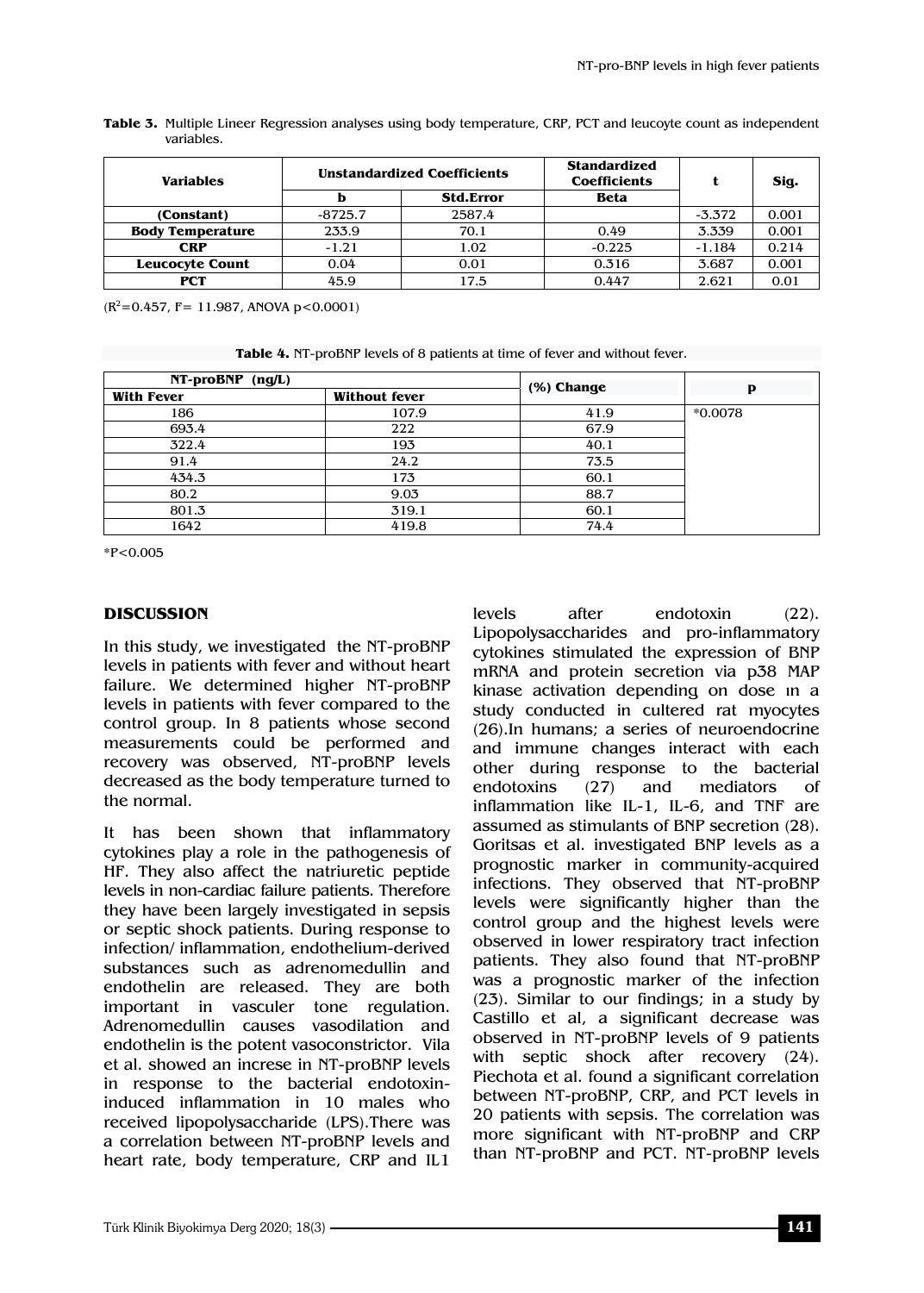**Table 3.** Multiple Lineer Regression analyses using body temperature, CRP, PCT and leucoyte count as independent variables.

| Variables | Unstandardized Coefficients | | Standardized Coefficients | t | Sig. |
|---|---|---|---|---|---|
| | b | Std.Error | Beta | | |
| **(Constant)** | -8725.7 | 2587.4 | | -3.372 | 0.001 |
| **Body Temperature** | 233.9 | 70.1 | 0.49 | 3.339 | 0.001 |
| **CRP** | -1.21 | 1.02 | -0.225 | -1.184 | 0.214 |
| **Leucocyte Count** | 0.04 | 0.01 | 0.316 | 3.687 | 0.001 |
| **PCT** | 45.9 | 17.5 | 0.447 | 2.621 | 0.01 |

($R^2$=0.457, F= 11.987, ANOVA $p<0.0001$)

**Table 4.** NT-proBNP levels of 8 patients at time of fever and without fever.

| NT-proBNP (ng/L) | | (%) Change | p |
|---|---|---|---|
| With Fever | Without fever | | |
| 186 | 107.9 | 41.9 | *0.0078 |
| 693.4 | 222 | 67.9 | |
| 322.4 | 193 | 40.1 | |
| 91.4 | 24.2 | 73.5 | |
| 434.3 | 173 | 60.1 | |
| 80.2 | 9.03 | 88.7 | |
| 801.3 | 319.1 | 60.1 | |
| 1642 | 419.8 | 74.4 | |

*P<0.005

## DISCUSSION

In this study, we investigated the NT-proBNP levels in patients with fever and without heart failure. We determined higher NT-proBNP levels in patients with fever compared to the control group. In 8 patients whose second measurements could be performed and recovery was observed, NT-proBNP levels decreased as the body temperature turned to the normal.

It has been shown that inflammatory cytokines play a role in the pathogenesis of HF. They also affect the natriuretic peptide levels in non-cardiac failure patients. Therefore they have been largely investigated in sepsis or septic shock patients. During response to infection/ inflammation, endothelium-derived substances such as adrenomedullin and endothelin are released. They are both important in vasculer tone regulation. Adrenomedullin causes vasodilation and endothelin is the potent vasoconstrictor. Vila et al. showed an increse in NT-proBNP levels in response to the bacterial endotoxin-induced inflammation in 10 males who received lipopolysaccharide (LPS).There was a correlation between NT-proBNP levels and heart rate, body temperature, CRP and IL1 levels after endotoxin (22). Lipopolysaccharides and pro-inflammatory cytokines stimulated the expression of BNP mRNA and protein secretion via p38 MAP kinase activation depending on dose ın a study conducted in cultered rat myocytes (26).In humans; a series of neuroendocrine and immune changes interact with each other during response to the bacterial endotoxins (27) and mediators of inflammation like IL-1, IL-6, and TNF are assumed as stimulants of BNP secretion (28). Goritsas et al. investigated BNP levels as a prognostic marker in community-acquired infections. They observed that NT-proBNP levels were significantly higher than the control group and the highest levels were observed in lower respiratory tract infection patients. They also found that NT-proBNP was a prognostic marker of the infection (23). Similar to our findings; in a study by Castillo et al, a significant decrease was observed in NT-proBNP levels of 9 patients with septic shock after recovery (24). Piechota et al. found a significant correlation between NT-proBNP, CRP, and PCT levels in 20 patients with sepsis. The correlation was more significant with NT-proBNP and CRP than NT-proBNP and PCT. NT-proBNP levels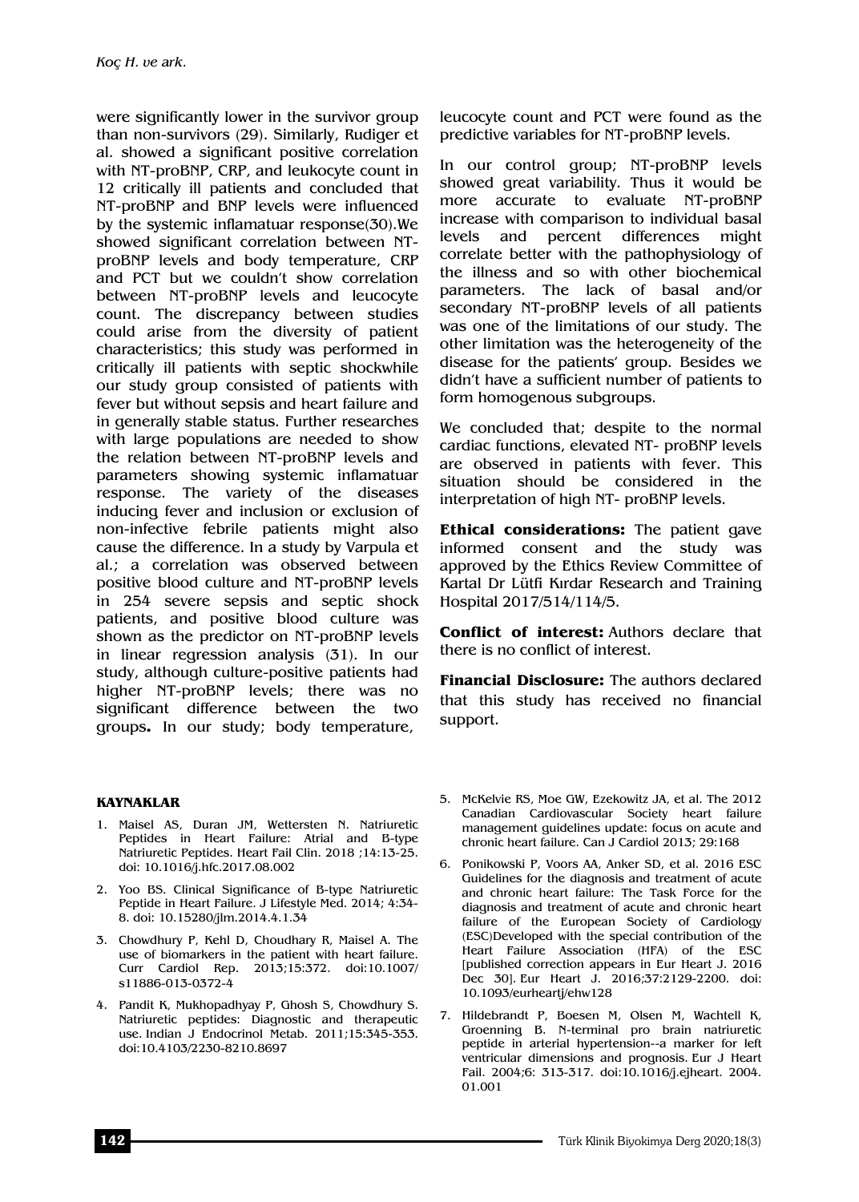were significantly lower in the survivor group than non-survivors (29). Similarly, Rudiger et al. showed a significant positive correlation with NT-proBNP, CRP, and leukocyte count in 12 critically ill patients and concluded that NT-proBNP and BNP levels were influenced by the systemic inflamatuar response(30).We showed significant correlation between NT-proBNP levels and body temperature, CRP and PCT but we couldn't show correlation between NT-proBNP levels and leucocyte count. The discrepancy between studies could arise from the diversity of patient characteristics; this study was performed in critically ill patients with septic shockwhile our study group consisted of patients with fever but without sepsis and heart failure and in generally stable status. Further researches with large populations are needed to show the relation between NT-proBNP levels and parameters showing systemic inflamatuar response. The variety of the diseases inducing fever and inclusion or exclusion of non-infective febrile patients might also cause the difference. In a study by Varpula et al.; a correlation was observed between positive blood culture and NT-proBNP levels in 254 severe sepsis and septic shock patients, and positive blood culture was shown as the predictor on NT-proBNP levels in linear regression analysis (31). In our study, although culture-positive patients had higher NT-proBNP levels; there was no significant difference between the two groups**.** In our study; body temperature, leucocyte count and PCT were found as the predictive variables for NT-proBNP levels.

In our control group; NT-proBNP levels showed great variability. Thus it would be more accurate to evaluate NT-proBNP increase with comparison to individual basal levels and percent differences might correlate better with the pathophysiology of the illness and so with other biochemical parameters. The lack of basal and/or secondary NT-proBNP levels of all patients was one of the limitations of our study. The other limitation was the heterogeneity of the disease for the patients' group. Besides we didn't have a sufficient number of patients to form homogenous subgroups.

We concluded that; despite to the normal cardiac functions, elevated NT- proBNP levels are observed in patients with fever. This situation should be considered in the interpretation of high NT- proBNP levels.

**Ethical considerations:** The patient gave informed consent and the study was approved by the Ethics Review Committee of Kartal Dr Lütfi Kırdar Research and Training Hospital 2017/514/114/5.

**Conflict of interest:** Authors declare that there is no conflict of interest.

**Financial Disclosure:** The authors declared that this study has received no financial support.

## KAYNAKLAR

1. Maisel AS, Duran JM, Wettersten N. Natriuretic Peptides in Heart Failure: Atrial and B-type Natriuretic Peptides. Heart Fail Clin. 2018 ;14:13-25. doi: 10.1016/j.hfc.2017.08.002
2. Yoo BS. Clinical Significance of B-type Natriuretic Peptide in Heart Failure. J Lifestyle Med. 2014; 4:34-8. doi: 10.15280/jlm.2014.4.1.34
3. Chowdhury P, Kehl D, Choudhary R, Maisel A. The use of biomarkers in the patient with heart failure. Curr Cardiol Rep. 2013;15:372. doi:10.1007/s11886-013-0372-4
4. Pandit K, Mukhopadhyay P, Ghosh S, Chowdhury S. Natriuretic peptides: Diagnostic and therapeutic use. Indian J Endocrinol Metab. 2011;15:345-353. doi:10.4103/2230-8210.8697
5. McKelvie RS, Moe GW, Ezekowitz JA, et al. The 2012 Canadian Cardiovascular Society heart failure management guidelines update: focus on acute and chronic heart failure. Can J Cardiol 2013; 29:168
6. Ponikowski P, Voors AA, Anker SD, et al. 2016 ESC Guidelines for the diagnosis and treatment of acute and chronic heart failure: The Task Force for the diagnosis and treatment of acute and chronic heart failure of the European Society of Cardiology (ESC)Developed with the special contribution of the Heart Failure Association (HFA) of the ESC [published correction appears in Eur Heart J. 2016 Dec 30]. Eur Heart J. 2016;37:2129-2200. doi: 10.1093/eurheartj/ehw128
7. Hildebrandt P, Boesen M, Olsen M, Wachtell K, Groenning B. N-terminal pro brain natriuretic peptide in arterial hypertension--a marker for left ventricular dimensions and prognosis. Eur J Heart Fail. 2004;6: 313-317. doi:10.1016/j.ejheart. 2004. 01.001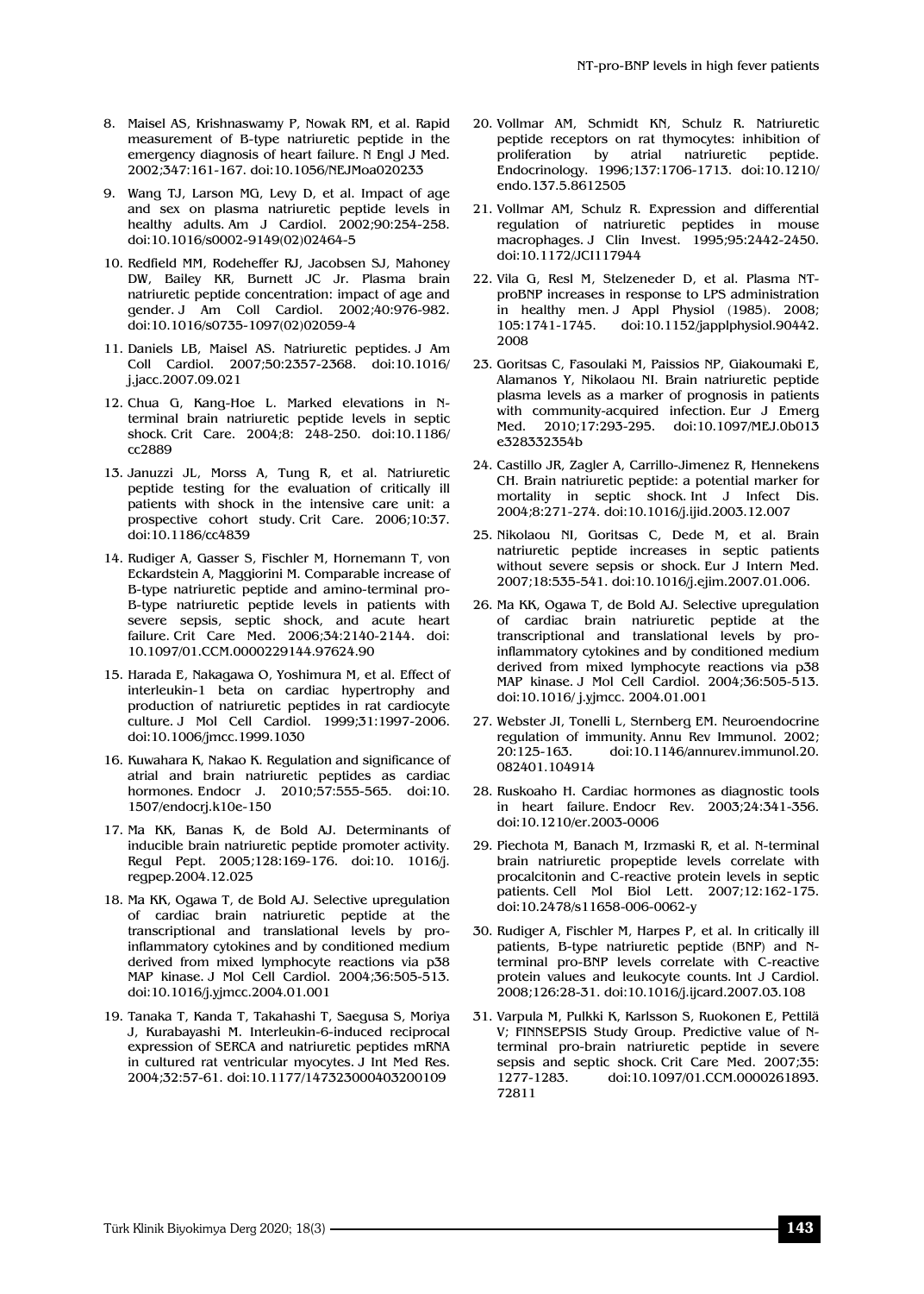8. Maisel AS, Krishnaswamy P, Nowak RM, et al. Rapid measurement of B-type natriuretic peptide in the emergency diagnosis of heart failure. N Engl J Med. 2002;347:161-167. doi:10.1056/NEJMoa020233

9. Wang TJ, Larson MG, Levy D, et al. Impact of age and sex on plasma natriuretic peptide levels in healthy adults. Am J Cardiol. 2002;90:254-258. doi:10.1016/s0002-9149(02)02464-5

10. Redfield MM, Rodeheffer RJ, Jacobsen SJ, Mahoney DW, Bailey KR, Burnett JC Jr. Plasma brain natriuretic peptide concentration: impact of age and gender. J Am Coll Cardiol. 2002;40:976-982. doi:10.1016/s0735-1097(02)02059-4

11. Daniels LB, Maisel AS. Natriuretic peptides. J Am Coll Cardiol. 2007;50:2357-2368. doi:10.1016/j.jacc.2007.09.021

12. Chua G, Kang-Hoe L. Marked elevations in N-terminal brain natriuretic peptide levels in septic shock. Crit Care. 2004;8: 248-250. doi:10.1186/cc2889

13. Januzzi JL, Morss A, Tung R, et al. Natriuretic peptide testing for the evaluation of critically ill patients with shock in the intensive care unit: a prospective cohort study. Crit Care. 2006;10:37. doi:10.1186/cc4839

14. Rudiger A, Gasser S, Fischler M, Hornemann T, von Eckardstein A, Maggiorini M. Comparable increase of B-type natriuretic peptide and amino-terminal pro-B-type natriuretic peptide levels in patients with severe sepsis, septic shock, and acute heart failure. Crit Care Med. 2006;34:2140-2144. doi: 10.1097/01.CCM.0000229144.97624.90

15. Harada E, Nakagawa O, Yoshimura M, et al. Effect of interleukin-1 beta on cardiac hypertrophy and production of natriuretic peptides in rat cardiocyte culture. J Mol Cell Cardiol. 1999;31:1997-2006. doi:10.1006/jmcc.1999.1030

16. Kuwahara K, Nakao K. Regulation and significance of atrial and brain natriuretic peptides as cardiac hormones. Endocr J. 2010;57:555-565. doi:10.1507/endocrj.k10e-150

17. Ma KK, Banas K, de Bold AJ. Determinants of inducible brain natriuretic peptide promoter activity. Regul Pept. 2005;128:169-176. doi:10.1016/j.regpep.2004.12.025

18. Ma KK, Ogawa T, de Bold AJ. Selective upregulation of cardiac brain natriuretic peptide at the transcriptional and translational levels by pro-inflammatory cytokines and by conditioned medium derived from mixed lymphocyte reactions via p38 MAP kinase. J Mol Cell Cardiol. 2004;36:505-513. doi:10.1016/j.yjmcc.2004.01.001

19. Tanaka T, Kanda T, Takahashi T, Saegusa S, Moriya J, Kurabayashi M. Interleukin-6-induced reciprocal expression of SERCA and natriuretic peptides mRNA in cultured rat ventricular myocytes. J Int Med Res. 2004;32:57-61. doi:10.1177/147323000403200109

20. Vollmar AM, Schmidt KN, Schulz R. Natriuretic peptide receptors on rat thymocytes: inhibition of proliferation by atrial natriuretic peptide. Endocrinology. 1996;137:1706-1713. doi:10.1210/endo.137.5.8612505

21. Vollmar AM, Schulz R. Expression and differential regulation of natriuretic peptides in mouse macrophages. J Clin Invest. 1995;95:2442-2450. doi:10.1172/JCI117944

22. Vila G, Resl M, Stelzeneder D, et al. Plasma NT-proBNP increases in response to LPS administration in healthy men. J Appl Physiol (1985). 2008; 105:1741-1745. doi:10.1152/japplphysiol.90442.2008

23. Goritsas C, Fasoulaki M, Paissios NP, Giakoumaki E, Alamanos Y, Nikolaou NI. Brain natriuretic peptide plasma levels as a marker of prognosis in patients with community-acquired infection. Eur J Emerg Med. 2010;17:293-295. doi:10.1097/MEJ.0b013e328332354b

24. Castillo JR, Zagler A, Carrillo-Jimenez R, Hennekens CH. Brain natriuretic peptide: a potential marker for mortality in septic shock. Int J Infect Dis. 2004;8:271-274. doi:10.1016/j.ijid.2003.12.007

25. Nikolaou NI, Goritsas C, Dede M, et al. Brain natriuretic peptide increases in septic patients without severe sepsis or shock. Eur J Intern Med. 2007;18:535-541. doi:10.1016/j.ejim.2007.01.006.

26. Ma KK, Ogawa T, de Bold AJ. Selective upregulation of cardiac brain natriuretic peptide at the transcriptional and translational levels by pro-inflammatory cytokines and by conditioned medium derived from mixed lymphocyte reactions via p38 MAP kinase. J Mol Cell Cardiol. 2004;36:505-513. doi:10.1016/ j.yjmcc. 2004.01.001

27. Webster JI, Tonelli L, Sternberg EM. Neuroendocrine regulation of immunity. Annu Rev Immunol. 2002; 20:125-163. doi:10.1146/annurev.immunol.20.082401.104914

28. Ruskoaho H. Cardiac hormones as diagnostic tools in heart failure. Endocr Rev. 2003;24:341-356. doi:10.1210/er.2003-0006

29. Piechota M, Banach M, Irzmaski R, et al. N-terminal brain natriuretic propeptide levels correlate with procalcitonin and C-reactive protein levels in septic patients. Cell Mol Biol Lett. 2007;12:162-175. doi:10.2478/s11658-006-0062-y

30. Rudiger A, Fischler M, Harpes P, et al. In critically ill patients, B-type natriuretic peptide (BNP) and N-terminal pro-BNP levels correlate with C-reactive protein values and leukocyte counts. Int J Cardiol. 2008;126:28-31. doi:10.1016/j.ijcard.2007.03.108

31. Varpula M, Pulkki K, Karlsson S, Ruokonen E, Pettilä V; FINNSEPSIS Study Group. Predictive value of N-terminal pro-brain natriuretic peptide in severe sepsis and septic shock. Crit Care Med. 2007;35: 1277-1283. doi:10.1097/01.CCM.0000261893.72811